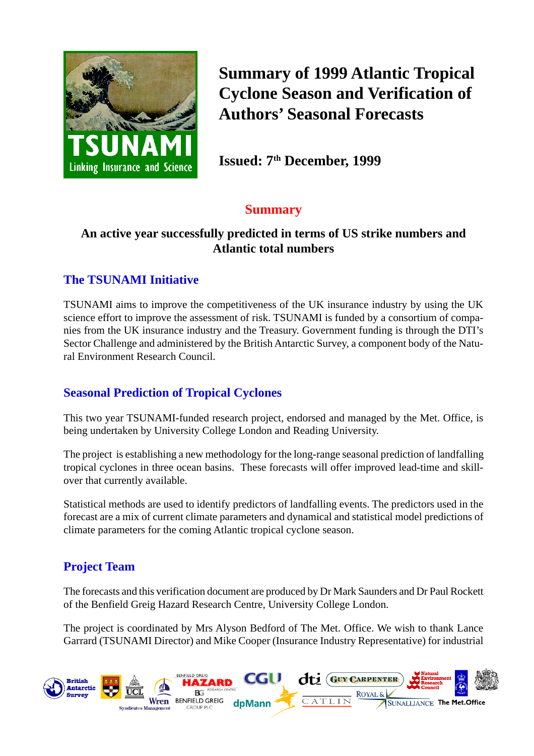# Summary of 1999 Atlantic Tropical Cyclone Season and Verification of Authors' Seasonal Forecasts

**Issued: 7th December, 1999**

## Summary

**An active year successfully predicted in terms of US strike numbers and Atlantic total numbers**

## The TSUNAMI Initiative

TSUNAMI aims to improve the competitiveness of the UK insurance industry by using the UK science effort to improve the assessment of risk. TSUNAMI is funded by a consortium of companies from the UK insurance industry and the Treasury. Government funding is through the DTI's Sector Challenge and administered by the British Antarctic Survey, a component body of the Natural Environment Research Council.

## Seasonal Prediction of Tropical Cyclones

This two year TSUNAMI-funded research project, endorsed and managed by the Met. Office, is being undertaken by University College London and Reading University.

The project is establishing a new methodology for the long-range seasonal prediction of landfalling tropical cyclones in three ocean basins. These forecasts will offer improved lead-time and skill-over that currently available.

Statistical methods are used to identify predictors of landfalling events. The predictors used in the forecast are a mix of current climate parameters and dynamical and statistical model predictions of climate parameters for the coming Atlantic tropical cyclone season.

## Project Team

The forecasts and this verification document are produced by Dr Mark Saunders and Dr Paul Rockett of the Benfield Greig Hazard Research Centre, University College London.

The project is coordinated by Mrs Alyson Bedford of The Met. Office. We wish to thank Lance Garrard (TSUNAMI Director) and Mike Cooper (Insurance Industry Representative) for industrial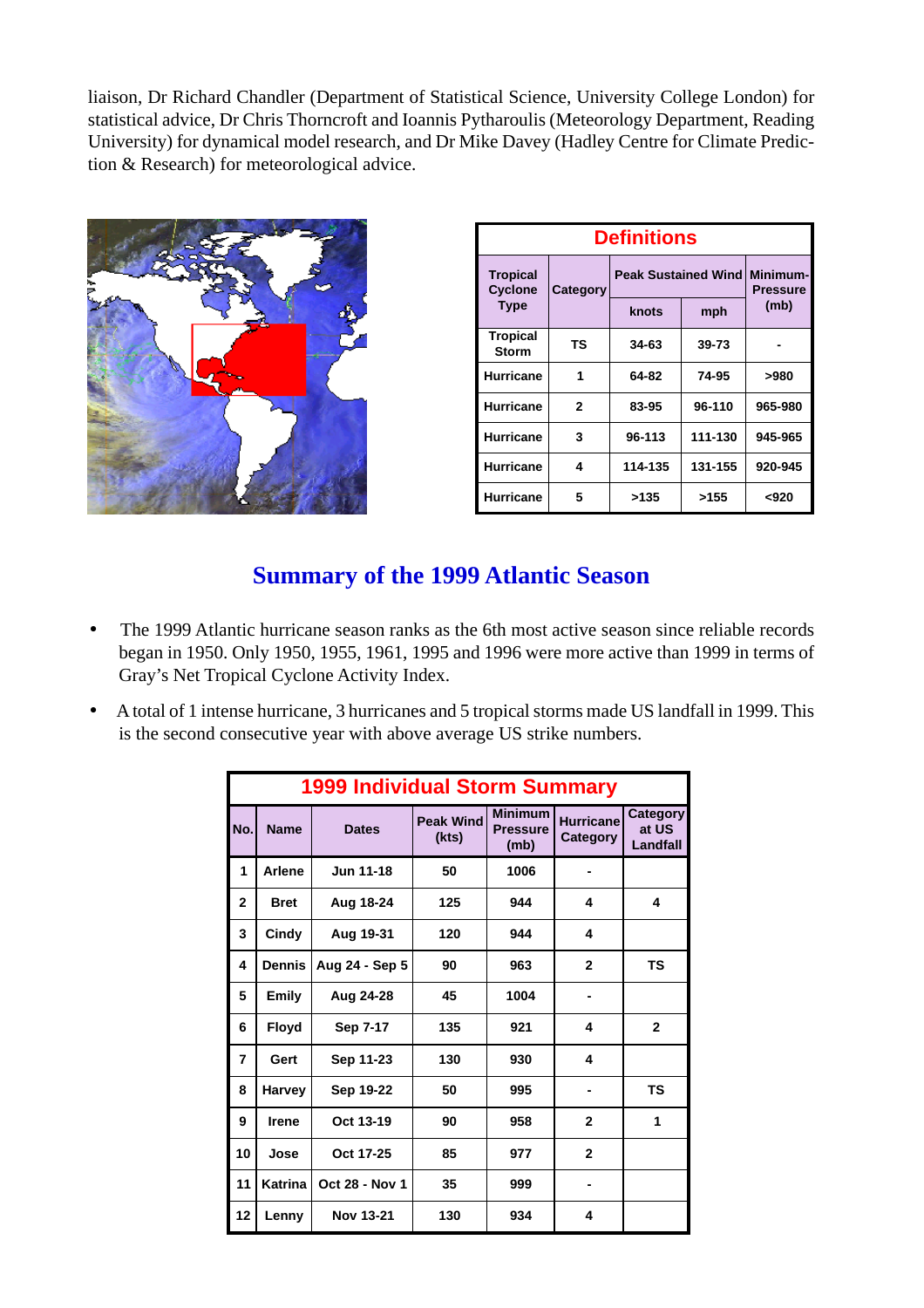liaison, Dr Richard Chandler (Department of Statistical Science, University College London) for statistical advice, Dr Chris Thorncroft and Ioannis Pytharoulis (Meteorology Department, Reading University) for dynamical model research, and Dr Mike Davey (Hadley Centre for Climate Prediction & Research) for meteorological advice.

| Definitions | | | | |
|---|---|---|---|---|
| Tropical Cyclone Type | Category | Peak Sustained Wind | | Minimum-Pressure (mb) |
| | | knots | mph | |
| Tropical Storm | TS | 34-63 | 39-73 | - |
| Hurricane | 1 | 64-82 | 74-95 | >980 |
| Hurricane | 2 | 83-95 | 96-110 | 965-980 |
| Hurricane | 3 | 96-113 | 111-130 | 945-965 |
| Hurricane | 4 | 114-135 | 131-155 | 920-945 |
| Hurricane | 5 | >135 | >155 | <920 |

## Summary of the 1999 Atlantic Season

- The 1999 Atlantic hurricane season ranks as the 6th most active season since reliable records began in 1950. Only 1950, 1955, 1961, 1995 and 1996 were more active than 1999 in terms of Gray's Net Tropical Cyclone Activity Index.
- A total of 1 intense hurricane, 3 hurricanes and 5 tropical storms made US landfall in 1999. This is the second consecutive year with above average US strike numbers.

| 1999 Individual Storm Summary | | | | | | |
|---|---|---|---|---|---|---|
| No. | Name | Dates | Peak Wind (kts) | Minimum Pressure (mb) | Hurricane Category | Category at US Landfall |
| 1 | Arlene | Jun 11-18 | 50 | 1006 | - | |
| 2 | Bret | Aug 18-24 | 125 | 944 | 4 | 4 |
| 3 | Cindy | Aug 19-31 | 120 | 944 | 4 | |
| 4 | Dennis | Aug 24 - Sep 5 | 90 | 963 | 2 | TS |
| 5 | Emily | Aug 24-28 | 45 | 1004 | - | |
| 6 | Floyd | Sep 7-17 | 135 | 921 | 4 | 2 |
| 7 | Gert | Sep 11-23 | 130 | 930 | 4 | |
| 8 | Harvey | Sep 19-22 | 50 | 995 | - | TS |
| 9 | Irene | Oct 13-19 | 90 | 958 | 2 | 1 |
| 10 | Jose | Oct 17-25 | 85 | 977 | 2 | |
| 11 | Katrina | Oct 28 - Nov 1 | 35 | 999 | - | |
| 12 | Lenny | Nov 13-21 | 130 | 934 | 4 | |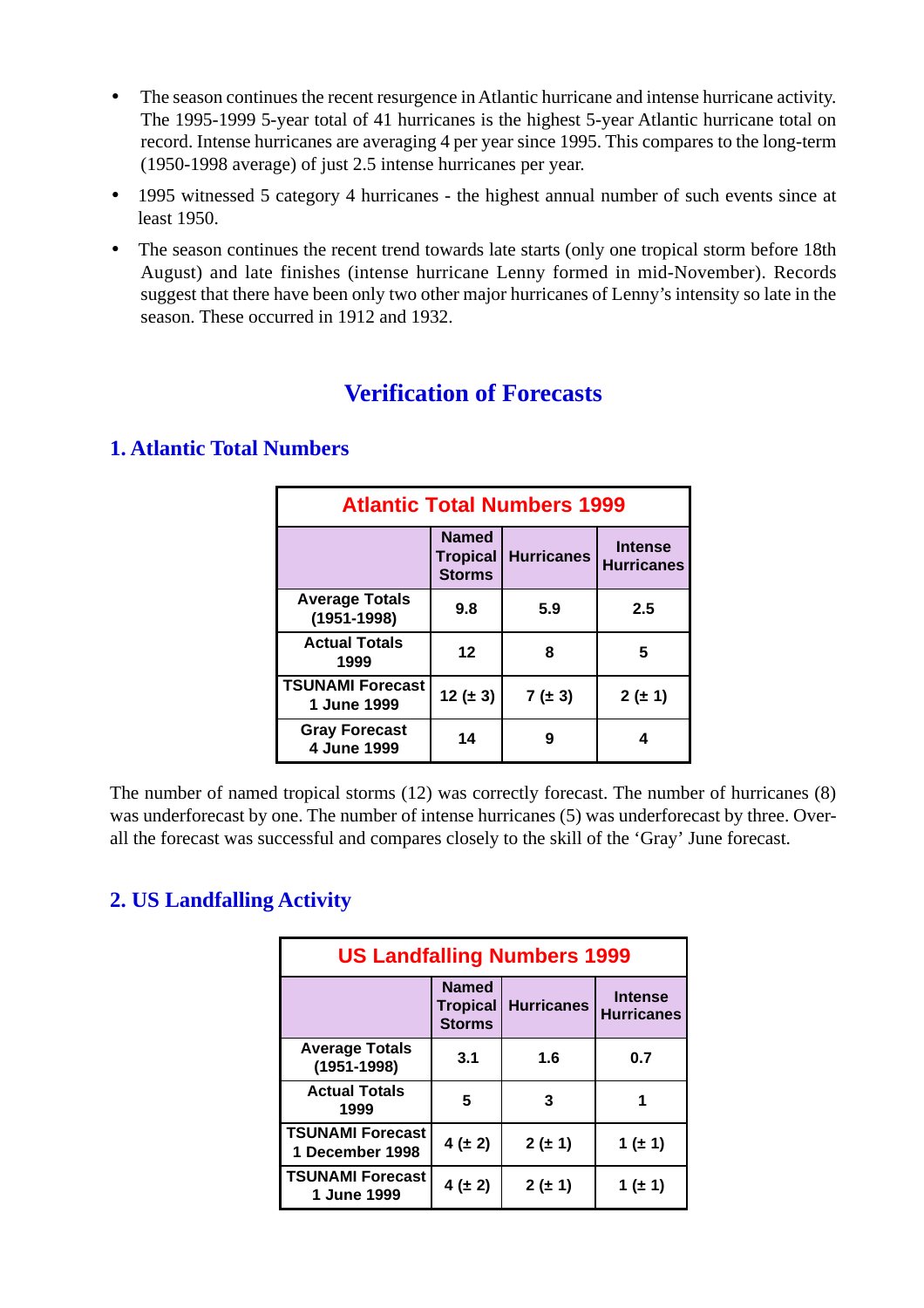- The season continues the recent resurgence in Atlantic hurricane and intense hurricane activity. The 1995-1999 5-year total of 41 hurricanes is the highest 5-year Atlantic hurricane total on record. Intense hurricanes are averaging 4 per year since 1995. This compares to the long-term (1950-1998 average) of just 2.5 intense hurricanes per year.
- 1995 witnessed 5 category 4 hurricanes - the highest annual number of such events since at least 1950.
- The season continues the recent trend towards late starts (only one tropical storm before 18th August) and late finishes (intense hurricane Lenny formed in mid-November). Records suggest that there have been only two other major hurricanes of Lenny's intensity so late in the season. These occurred in 1912 and 1932.

## Verification of Forecasts

### 1. Atlantic Total Numbers

| Atlantic Total Numbers 1999 | | | |
|---|---|---|---|
| | Named Tropical Storms | Hurricanes | Intense Hurricanes |
| Average Totals (1951-1998) | 9.8 | 5.9 | 2.5 |
| Actual Totals 1999 | 12 | 8 | 5 |
| TSUNAMI Forecast 1 June 1999 | 12 (± 3) | 7 (± 3) | 2 (± 1) |
| Gray Forecast 4 June 1999 | 14 | 9 | 4 |

The number of named tropical storms (12) was correctly forecast. The number of hurricanes (8) was underforecast by one. The number of intense hurricanes (5) was underforecast by three. Overall the forecast was successful and compares closely to the skill of the 'Gray' June forecast.

### 2. US Landfalling Activity

| US Landfalling Numbers 1999 | | | |
|---|---|---|---|
| | Named Tropical Storms | Hurricanes | Intense Hurricanes |
| Average Totals (1951-1998) | 3.1 | 1.6 | 0.7 |
| Actual Totals 1999 | 5 | 3 | 1 |
| TSUNAMI Forecast 1 December 1998 | 4 (± 2) | 2 (± 1) | 1 (± 1) |
| TSUNAMI Forecast 1 June 1999 | 4 (± 2) | 2 (± 1) | 1 (± 1) |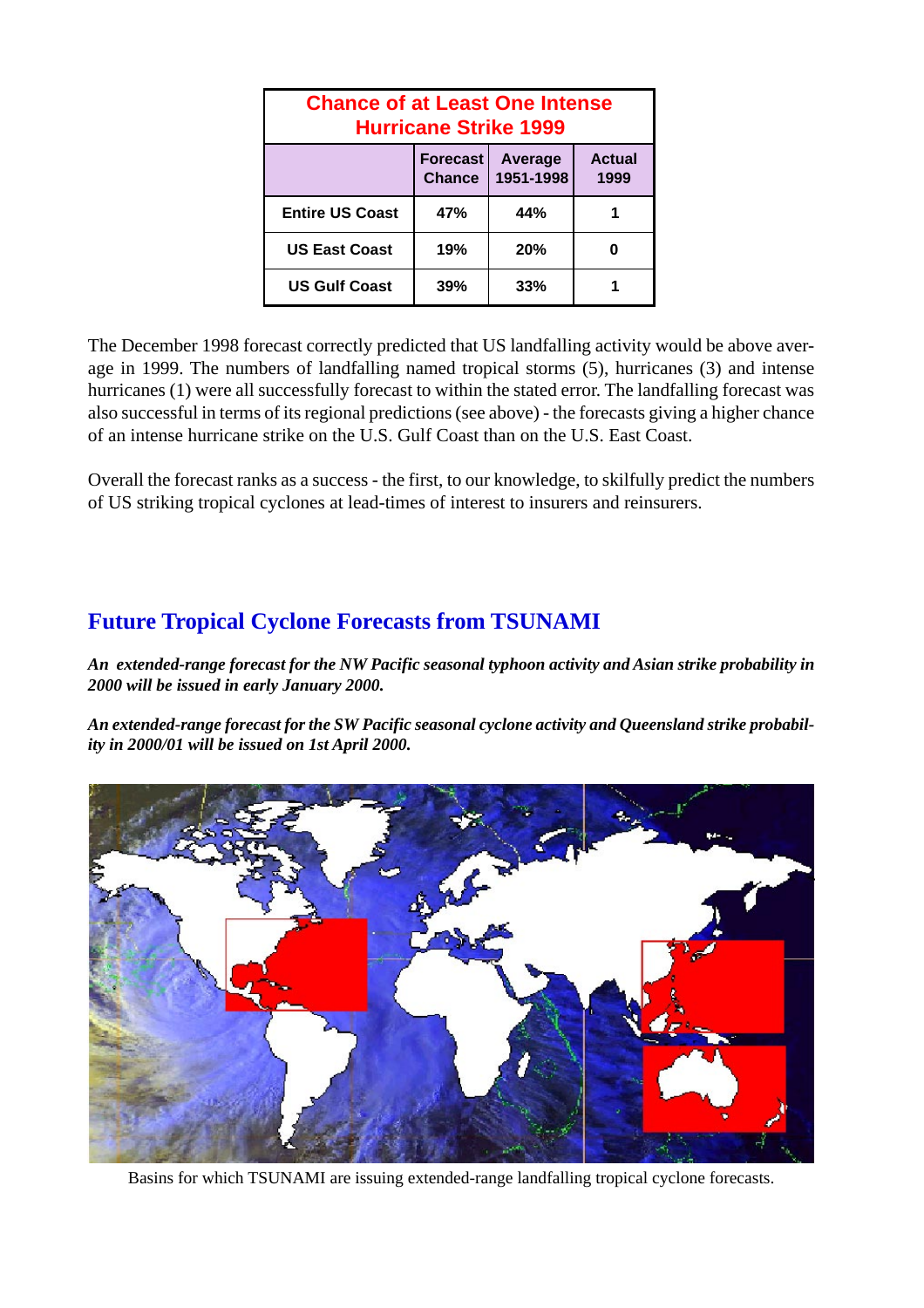| Chance of at Least One Intense Hurricane Strike 1999 | | | |
|---|---|---|---|
| | Forecast Chance | Average 1951-1998 | Actual 1999 |
| Entire US Coast | 47% | 44% | 1 |
| US East Coast | 19% | 20% | 0 |
| US Gulf Coast | 39% | 33% | 1 |

The December 1998 forecast correctly predicted that US landfalling activity would be above average in 1999. The numbers of landfalling named tropical storms (5), hurricanes (3) and intense hurricanes (1) were all successfully forecast to within the stated error. The landfalling forecast was also successful in terms of its regional predictions (see above) - the forecasts giving a higher chance of an intense hurricane strike on the U.S. Gulf Coast than on the U.S. East Coast.

Overall the forecast ranks as a success - the first, to our knowledge, to skilfully predict the numbers of US striking tropical cyclones at lead-times of interest to insurers and reinsurers.

## Future Tropical Cyclone Forecasts from TSUNAMI

***An extended-range forecast for the NW Pacific seasonal typhoon activity and Asian strike probability in 2000 will be issued in early January 2000.***

***An extended-range forecast for the SW Pacific seasonal cyclone activity and Queensland strike probability in 2000/01 will be issued on 1st April 2000.***

Basins for which TSUNAMI are issuing extended-range landfalling tropical cyclone forecasts.